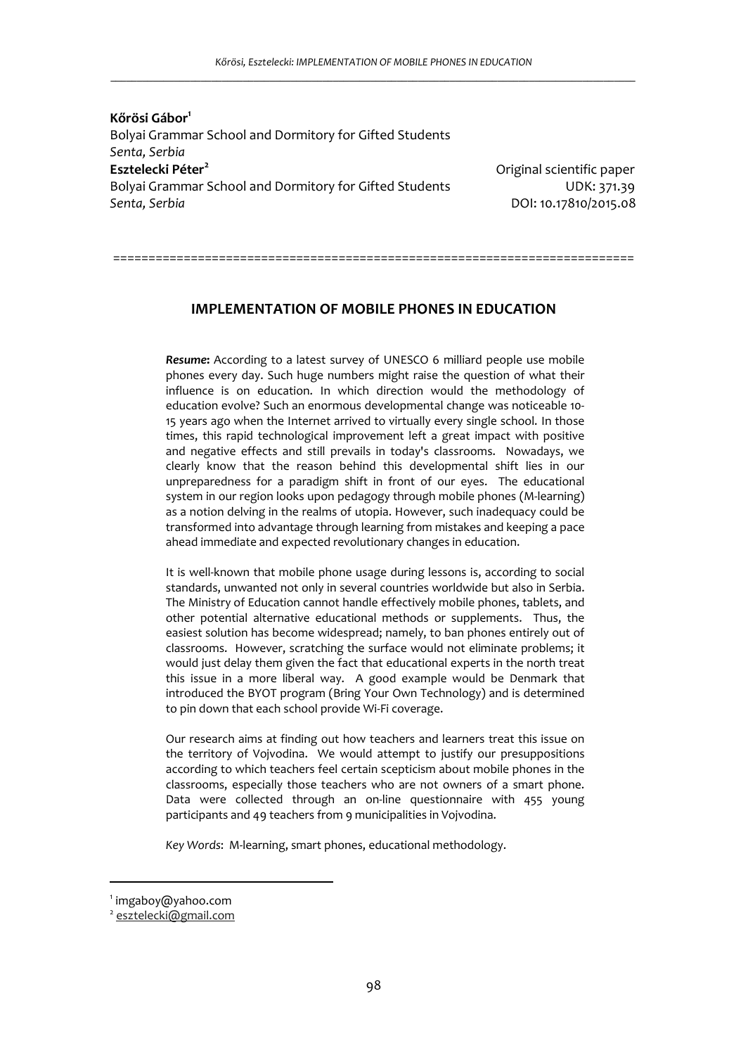**Kőrösi Gábor**[1]
Bolyai Grammar School and Dormitory for Gifted Students
*Senta, Serbia*
**Esztelecki Péter**[2]
Bolyai Grammar School and Dormitory for Gifted Students
*Senta, Serbia*

Original scientific paper
UDK: 371.39
DOI: 10.17810/2015.08

# IMPLEMENTATION OF MOBILE PHONES IN EDUCATION

***Resume*:** According to a latest survey of UNESCO 6 milliard people use mobile phones every day. Such huge numbers might raise the question of what their influence is on education. In which direction would the methodology of education evolve? Such an enormous developmental change was noticeable 10-15 years ago when the Internet arrived to virtually every single school. In those times, this rapid technological improvement left a great impact with positive and negative effects and still prevails in today's classrooms. Nowadays, we clearly know that the reason behind this developmental shift lies in our unpreparedness for a paradigm shift in front of our eyes. The educational system in our region looks upon pedagogy through mobile phones (M-learning) as a notion delving in the realms of utopia. However, such inadequacy could be transformed into advantage through learning from mistakes and keeping a pace ahead immediate and expected revolutionary changes in education.

It is well-known that mobile phone usage during lessons is, according to social standards, unwanted not only in several countries worldwide but also in Serbia. The Ministry of Education cannot handle effectively mobile phones, tablets, and other potential alternative educational methods or supplements. Thus, the easiest solution has become widespread; namely, to ban phones entirely out of classrooms. However, scratching the surface would not eliminate problems; it would just delay them given the fact that educational experts in the north treat this issue in a more liberal way. A good example would be Denmark that introduced the BYOT program (Bring Your Own Technology) and is determined to pin down that each school provide Wi-Fi coverage.

Our research aims at finding out how teachers and learners treat this issue on the territory of Vojvodina. We would attempt to justify our presuppositions according to which teachers feel certain scepticism about mobile phones in the classrooms, especially those teachers who are not owners of a smart phone. Data were collected through an on-line questionnaire with 455 young participants and 49 teachers from 9 municipalities in Vojvodina.

*Key Words*: M-learning, smart phones, educational methodology.

---

[1] imgaboy@yahoo.com
[2] esztelecki@gmail.com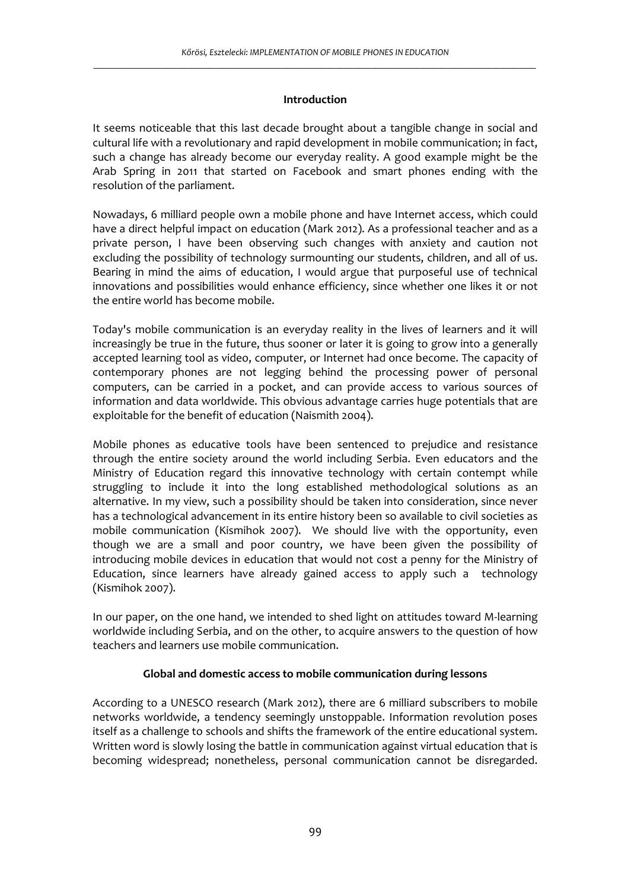## Introduction

It seems noticeable that this last decade brought about a tangible change in social and cultural life with a revolutionary and rapid development in mobile communication; in fact, such a change has already become our everyday reality. A good example might be the Arab Spring in 2011 that started on Facebook and smart phones ending with the resolution of the parliament.

Nowadays, 6 milliard people own a mobile phone and have Internet access, which could have a direct helpful impact on education (Mark 2012). As a professional teacher and as a private person, I have been observing such changes with anxiety and caution not excluding the possibility of technology surmounting our students, children, and all of us. Bearing in mind the aims of education, I would argue that purposeful use of technical innovations and possibilities would enhance efficiency, since whether one likes it or not the entire world has become mobile.

Today's mobile communication is an everyday reality in the lives of learners and it will increasingly be true in the future, thus sooner or later it is going to grow into a generally accepted learning tool as video, computer, or Internet had once become. The capacity of contemporary phones are not legging behind the processing power of personal computers, can be carried in a pocket, and can provide access to various sources of information and data worldwide. This obvious advantage carries huge potentials that are exploitable for the benefit of education (Naismith 2004).

Mobile phones as educative tools have been sentenced to prejudice and resistance through the entire society around the world including Serbia. Even educators and the Ministry of Education regard this innovative technology with certain contempt while struggling to include it into the long established methodological solutions as an alternative. In my view, such a possibility should be taken into consideration, since never has a technological advancement in its entire history been so available to civil societies as mobile communication (Kismihok 2007). We should live with the opportunity, even though we are a small and poor country, we have been given the possibility of introducing mobile devices in education that would not cost a penny for the Ministry of Education, since learners have already gained access to apply such a technology (Kismihok 2007).

In our paper, on the one hand, we intended to shed light on attitudes toward M-learning worldwide including Serbia, and on the other, to acquire answers to the question of how teachers and learners use mobile communication.

## Global and domestic access to mobile communication during lessons

According to a UNESCO research (Mark 2012), there are 6 milliard subscribers to mobile networks worldwide, a tendency seemingly unstoppable. Information revolution poses itself as a challenge to schools and shifts the framework of the entire educational system. Written word is slowly losing the battle in communication against virtual education that is becoming widespread; nonetheless, personal communication cannot be disregarded.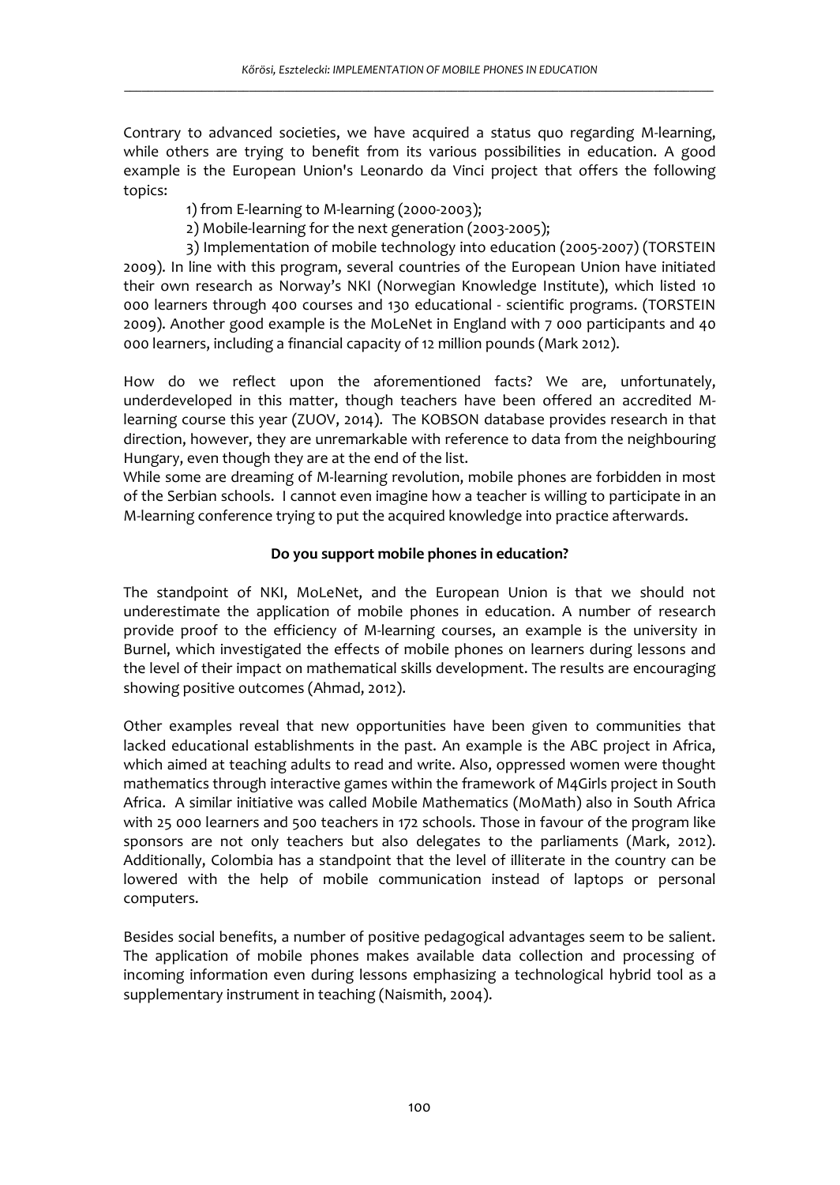Contrary to advanced societies, we have acquired a status quo regarding M-learning, while others are trying to benefit from its various possibilities in education. A good example is the European Union's Leonardo da Vinci project that offers the following topics:

1) from E-learning to M-learning (2000-2003);

2) Mobile-learning for the next generation (2003-2005);

3) Implementation of mobile technology into education (2005-2007) (TORSTEIN 2009). In line with this program, several countries of the European Union have initiated their own research as Norway's NKI (Norwegian Knowledge Institute), which listed 10 000 learners through 400 courses and 130 educational - scientific programs. (TORSTEIN 2009). Another good example is the MoLeNet in England with 7 000 participants and 40 000 learners, including a financial capacity of 12 million pounds (Mark 2012).

How do we reflect upon the aforementioned facts? We are, unfortunately, underdeveloped in this matter, though teachers have been offered an accredited M-learning course this year (ZUOV, 2014). The KOBSON database provides research in that direction, however, they are unremarkable with reference to data from the neighbouring Hungary, even though they are at the end of the list.
While some are dreaming of M-learning revolution, mobile phones are forbidden in most of the Serbian schools. I cannot even imagine how a teacher is willing to participate in an M-learning conference trying to put the acquired knowledge into practice afterwards.

**Do you support mobile phones in education?**

The standpoint of NKI, MoLeNet, and the European Union is that we should not underestimate the application of mobile phones in education. A number of research provide proof to the efficiency of M-learning courses, an example is the university in Burnel, which investigated the effects of mobile phones on learners during lessons and the level of their impact on mathematical skills development. The results are encouraging showing positive outcomes (Ahmad, 2012).

Other examples reveal that new opportunities have been given to communities that lacked educational establishments in the past. An example is the ABC project in Africa, which aimed at teaching adults to read and write. Also, oppressed women were thought mathematics through interactive games within the framework of M4Girls project in South Africa. A similar initiative was called Mobile Mathematics (MoMath) also in South Africa with 25 000 learners and 500 teachers in 172 schools. Those in favour of the program like sponsors are not only teachers but also delegates to the parliaments (Mark, 2012). Additionally, Colombia has a standpoint that the level of illiterate in the country can be lowered with the help of mobile communication instead of laptops or personal computers.

Besides social benefits, a number of positive pedagogical advantages seem to be salient. The application of mobile phones makes available data collection and processing of incoming information even during lessons emphasizing a technological hybrid tool as a supplementary instrument in teaching (Naismith, 2004).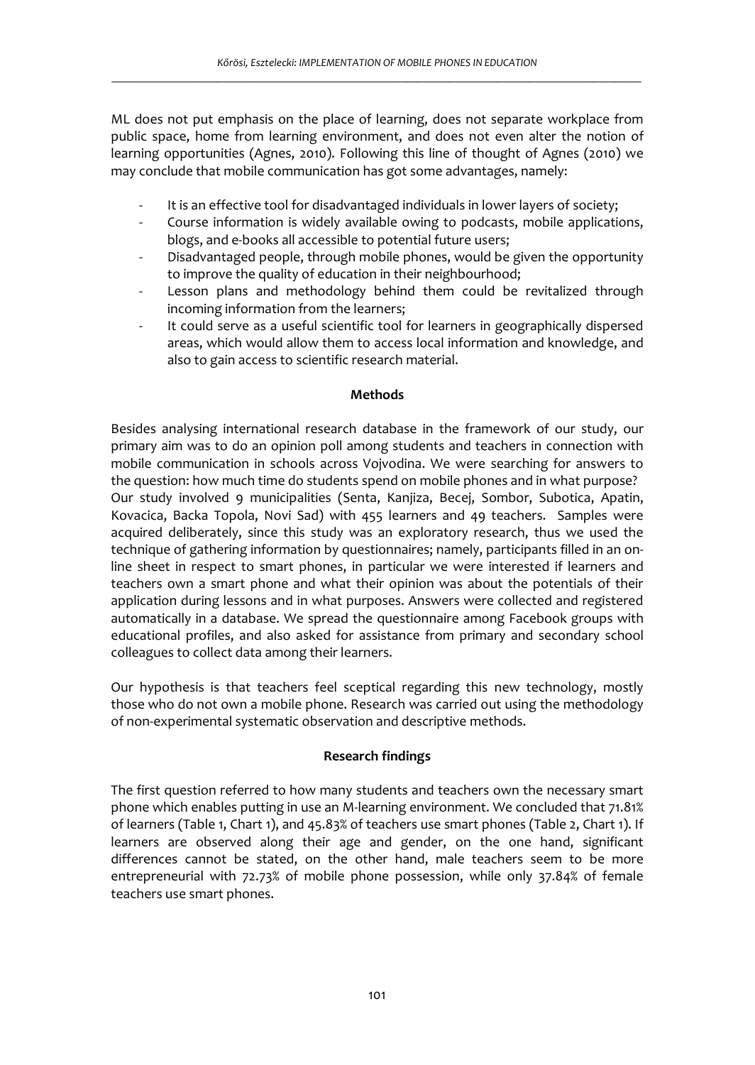ML does not put emphasis on the place of learning, does not separate workplace from public space, home from learning environment, and does not even alter the notion of learning opportunities (Agnes, 2010). Following this line of thought of Agnes (2010) we may conclude that mobile communication has got some advantages, namely:

- It is an effective tool for disadvantaged individuals in lower layers of society;
- Course information is widely available owing to podcasts, mobile applications, blogs, and e-books all accessible to potential future users;
- Disadvantaged people, through mobile phones, would be given the opportunity to improve the quality of education in their neighbourhood;
- Lesson plans and methodology behind them could be revitalized through incoming information from the learners;
- It could serve as a useful scientific tool for learners in geographically dispersed areas, which would allow them to access local information and knowledge, and also to gain access to scientific research material.

**Methods**

Besides analysing international research database in the framework of our study, our primary aim was to do an opinion poll among students and teachers in connection with mobile communication in schools across Vojvodina. We were searching for answers to the question: how much time do students spend on mobile phones and in what purpose?
Our study involved 9 municipalities (Senta, Kanjiza, Becej, Sombor, Subotica, Apatin, Kovacica, Backa Topola, Novi Sad) with 455 learners and 49 teachers. Samples were acquired deliberately, since this study was an exploratory research, thus we used the technique of gathering information by questionnaires; namely, participants filled in an on-line sheet in respect to smart phones, in particular we were interested if learners and teachers own a smart phone and what their opinion was about the potentials of their application during lessons and in what purposes. Answers were collected and registered automatically in a database. We spread the questionnaire among Facebook groups with educational profiles, and also asked for assistance from primary and secondary school colleagues to collect data among their learners.

Our hypothesis is that teachers feel sceptical regarding this new technology, mostly those who do not own a mobile phone. Research was carried out using the methodology of non-experimental systematic observation and descriptive methods.

**Research findings**

The first question referred to how many students and teachers own the necessary smart phone which enables putting in use an M-learning environment. We concluded that 71.81% of learners (Table 1, Chart 1), and 45.83% of teachers use smart phones (Table 2, Chart 1). If learners are observed along their age and gender, on the one hand, significant differences cannot be stated, on the other hand, male teachers seem to be more entrepreneurial with 72.73% of mobile phone possession, while only 37.84% of female teachers use smart phones.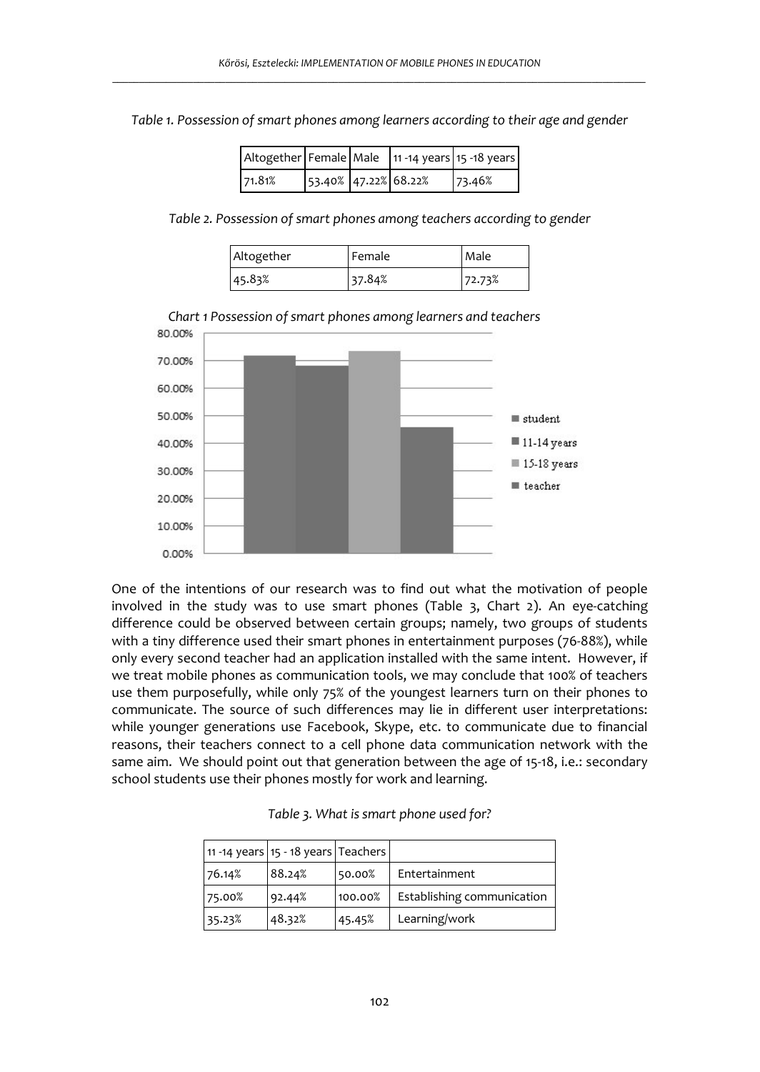*Table 1. Possession of smart phones among learners according to their age and gender*

| Altogether | Female | Male | 11 -14 years | 15 -18 years |
|---|---|---|---|---|
| 71.81% | 53.40% | 47.22% | 68.22% | 73.46% |

*Table 2. Possession of smart phones among teachers according to gender*

| Altogether | Female | Male |
|---|---|---|
| 45.83% | 37.84% | 72.73% |

*Chart 1 Possession of smart phones among learners and teachers*

One of the intentions of our research was to find out what the motivation of people involved in the study was to use smart phones (Table 3, Chart 2). An eye-catching difference could be observed between certain groups; namely, two groups of students with a tiny difference used their smart phones in entertainment purposes (76-88%), while only every second teacher had an application installed with the same intent. However, if we treat mobile phones as communication tools, we may conclude that 100% of teachers use them purposefully, while only 75% of the youngest learners turn on their phones to communicate. The source of such differences may lie in different user interpretations: while younger generations use Facebook, Skype, etc. to communicate due to financial reasons, their teachers connect to a cell phone data communication network with the same aim. We should point out that generation between the age of 15-18, i.e.: secondary school students use their phones mostly for work and learning.

*Table 3. What is smart phone used for?*

| 11 -14 years | 15 - 18 years | Teachers | |
|---|---|---|---|
| 76.14% | 88.24% | 50.00% | Entertainment |
| 75.00% | 92.44% | 100.00% | Establishing communication |
| 35.23% | 48.32% | 45.45% | Learning/work |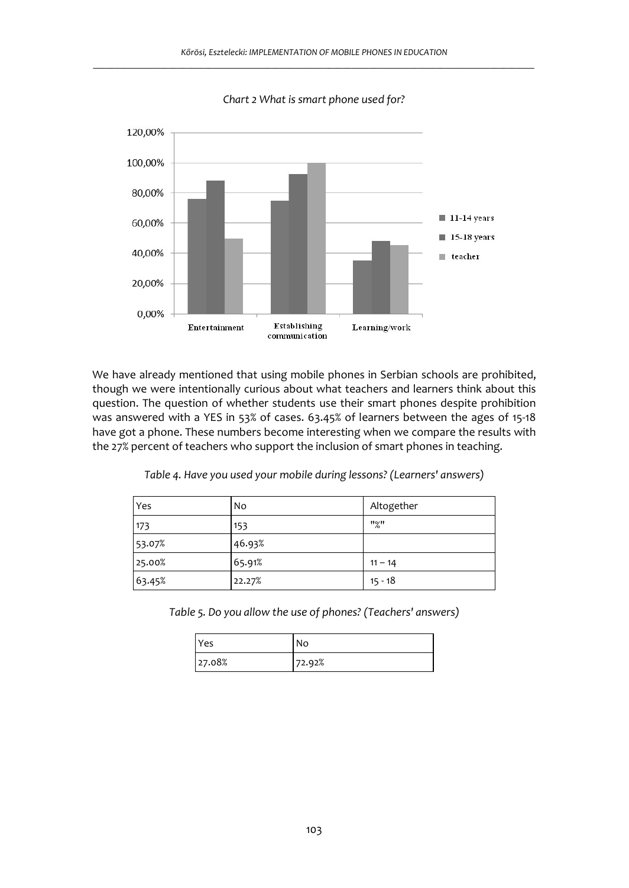*Chart 2 What is smart phone used for?*

We have already mentioned that using mobile phones in Serbian schools are prohibited, though we were intentionally curious about what teachers and learners think about this question. The question of whether students use their smart phones despite prohibition was answered with a YES in 53% of cases. 63.45% of learners between the ages of 15-18 have got a phone. These numbers become interesting when we compare the results with the 27% percent of teachers who support the inclusion of smart phones in teaching.

*Table 4. Have you used your mobile during lessons? (Learners' answers)*

| Yes | No | Altogether |
| --- | --- | --- |
| 173 | 153 | "%" |
| 53.07% | 46.93% | |
| 25.00% | 65.91% | 11 – 14 |
| 63.45% | 22.27% | 15 - 18 |

*Table 5. Do you allow the use of phones? (Teachers' answers)*

| Yes | No |
| --- | --- |
| 27.08% | 72.92% |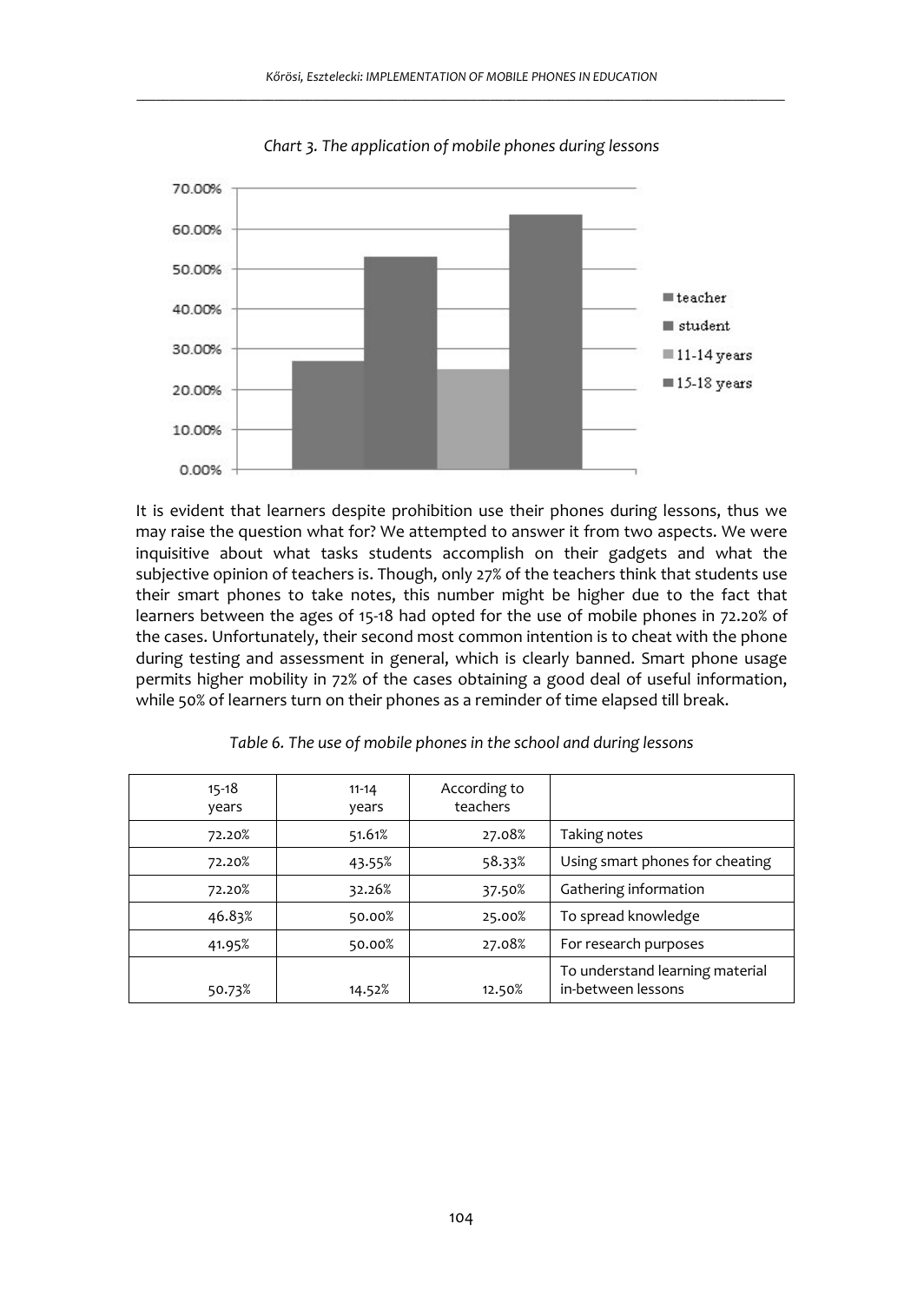*Chart 3. The application of mobile phones during lessons*

It is evident that learners despite prohibition use their phones during lessons, thus we may raise the question what for? We attempted to answer it from two aspects. We were inquisitive about what tasks students accomplish on their gadgets and what the subjective opinion of teachers is. Though, only 27% of the teachers think that students use their smart phones to take notes, this number might be higher due to the fact that learners between the ages of 15-18 had opted for the use of mobile phones in 72.20% of the cases. Unfortunately, their second most common intention is to cheat with the phone during testing and assessment in general, which is clearly banned. Smart phone usage permits higher mobility in 72% of the cases obtaining a good deal of useful information, while 50% of learners turn on their phones as a reminder of time elapsed till break.

*Table 6. The use of mobile phones in the school and during lessons*

| 15-18 years | 11-14 years | According to teachers | |
|---|---|---|---|
| 72.20% | 51.61% | 27.08% | Taking notes |
| 72.20% | 43.55% | 58.33% | Using smart phones for cheating |
| 72.20% | 32.26% | 37.50% | Gathering information |
| 46.83% | 50.00% | 25.00% | To spread knowledge |
| 41.95% | 50.00% | 27.08% | For research purposes |
| 50.73% | 14.52% | 12.50% | To understand learning material in-between lessons |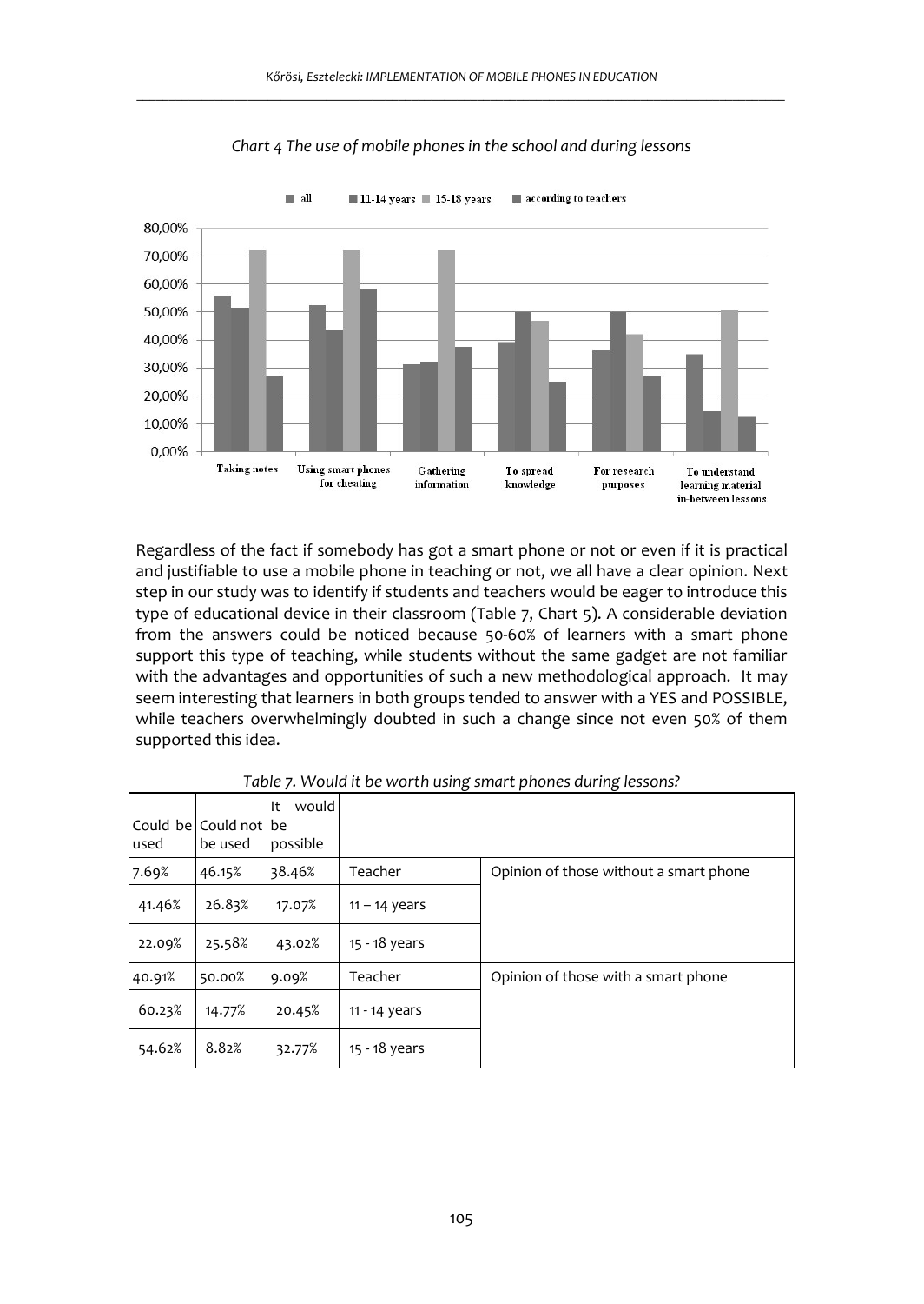*Chart 4 The use of mobile phones in the school and during lessons*

Regardless of the fact if somebody has got a smart phone or not or even if it is practical and justifiable to use a mobile phone in teaching or not, we all have a clear opinion. Next step in our study was to identify if students and teachers would be eager to introduce this type of educational device in their classroom (Table 7, Chart 5). A considerable deviation from the answers could be noticed because 50-60% of learners with a smart phone support this type of teaching, while students without the same gadget are not familiar with the advantages and opportunities of such a new methodological approach. It may seem interesting that learners in both groups tended to answer with a YES and POSSIBLE, while teachers overwhelmingly doubted in such a change since not even 50% of them supported this idea.

*Table 7. Would it be worth using smart phones during lessons?*

| Could be used | Could not be used | It would be possible | | |
|---|---|---|---|---|
| 7.69% | 46.15% | 38.46% | Teacher | Opinion of those without a smart phone |
| 41.46% | 26.83% | 17.07% | 11 – 14 years | |
| 22.09% | 25.58% | 43.02% | 15 - 18 years | |
| 40.91% | 50.00% | 9.09% | Teacher | Opinion of those with a smart phone |
| 60.23% | 14.77% | 20.45% | 11 - 14 years | |
| 54.62% | 8.82% | 32.77% | 15 - 18 years | |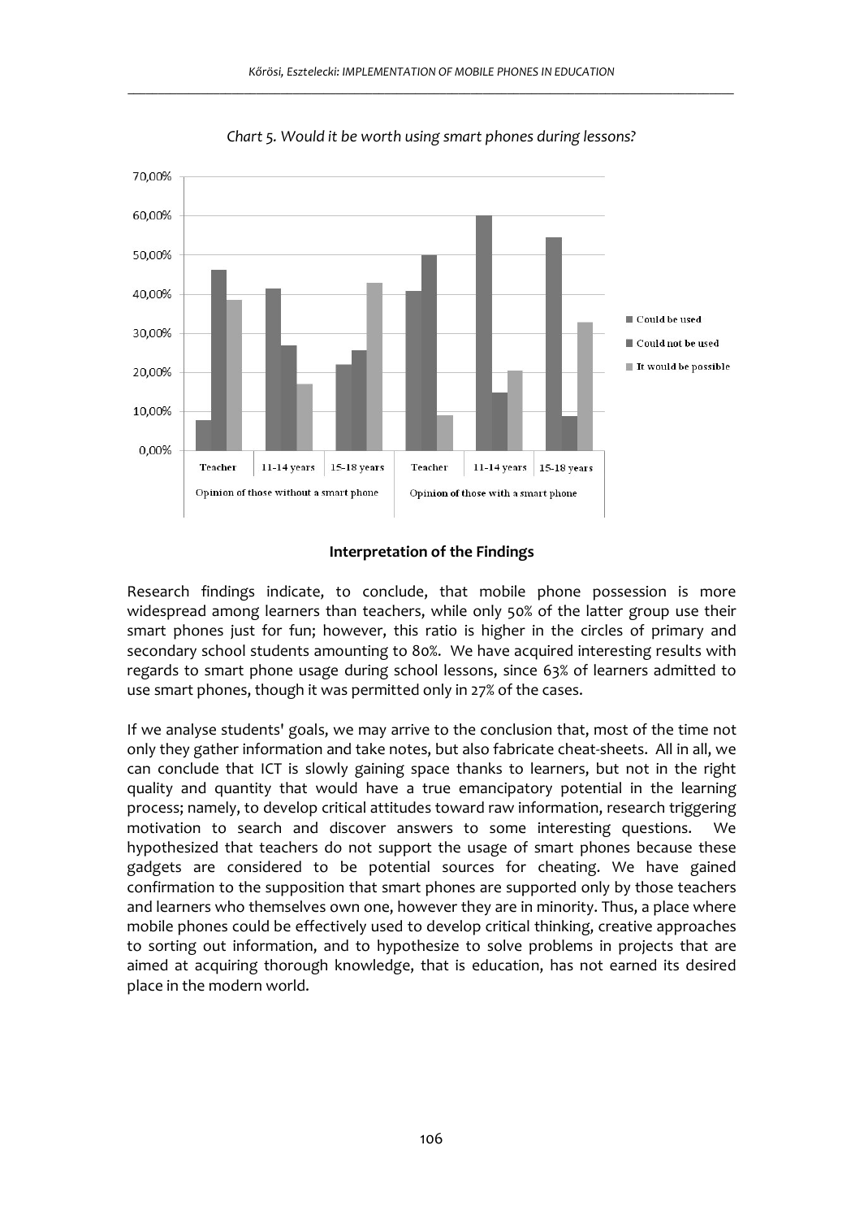*Chart 5. Would it be worth using smart phones during lessons?*

**Interpretation of the Findings**

Research findings indicate, to conclude, that mobile phone possession is more widespread among learners than teachers, while only 50% of the latter group use their smart phones just for fun; however, this ratio is higher in the circles of primary and secondary school students amounting to 80%. We have acquired interesting results with regards to smart phone usage during school lessons, since 63% of learners admitted to use smart phones, though it was permitted only in 27% of the cases.

If we analyse students' goals, we may arrive to the conclusion that, most of the time not only they gather information and take notes, but also fabricate cheat-sheets. All in all, we can conclude that ICT is slowly gaining space thanks to learners, but not in the right quality and quantity that would have a true emancipatory potential in the learning process; namely, to develop critical attitudes toward raw information, research triggering motivation to search and discover answers to some interesting questions. We hypothesized that teachers do not support the usage of smart phones because these gadgets are considered to be potential sources for cheating. We have gained confirmation to the supposition that smart phones are supported only by those teachers and learners who themselves own one, however they are in minority. Thus, a place where mobile phones could be effectively used to develop critical thinking, creative approaches to sorting out information, and to hypothesize to solve problems in projects that are aimed at acquiring thorough knowledge, that is education, has not earned its desired place in the modern world.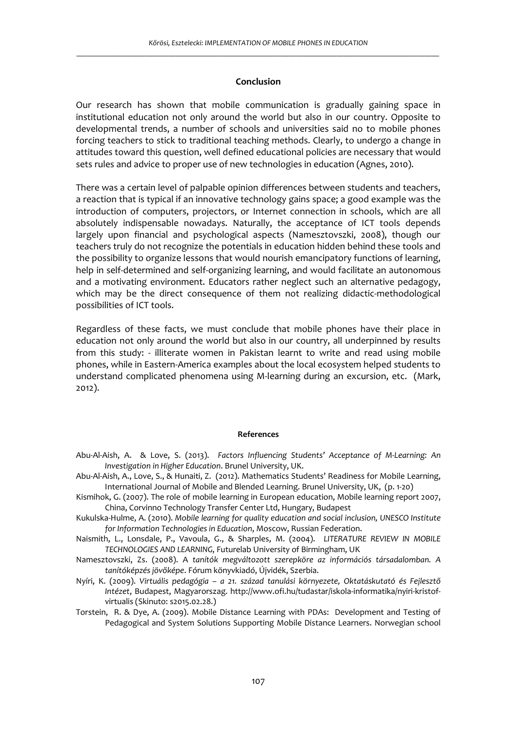## Conclusion

Our research has shown that mobile communication is gradually gaining space in institutional education not only around the world but also in our country. Opposite to developmental trends, a number of schools and universities said no to mobile phones forcing teachers to stick to traditional teaching methods. Clearly, to undergo a change in attitudes toward this question, well defined educational policies are necessary that would sets rules and advice to proper use of new technologies in education (Agnes, 2010).

There was a certain level of palpable opinion differences between students and teachers, a reaction that is typical if an innovative technology gains space; a good example was the introduction of computers, projectors, or Internet connection in schools, which are all absolutely indispensable nowadays. Naturally, the acceptance of ICT tools depends largely upon financial and psychological aspects (Namesztovszki, 2008), though our teachers truly do not recognize the potentials in education hidden behind these tools and the possibility to organize lessons that would nourish emancipatory functions of learning, help in self-determined and self-organizing learning, and would facilitate an autonomous and a motivating environment. Educators rather neglect such an alternative pedagogy, which may be the direct consequence of them not realizing didactic-methodological possibilities of ICT tools.

Regardless of these facts, we must conclude that mobile phones have their place in education not only around the world but also in our country, all underpinned by results from this study: - illiterate women in Pakistan learnt to write and read using mobile phones, while in Eastern-America examples about the local ecosystem helped students to understand complicated phenomena using M-learning during an excursion, etc. (Mark, 2012).

#### References

Abu-Al-Aish, A. & Love, S. (2013). *Factors Influencing Students' Acceptance of M-Learning: An Investigation in Higher Education*. Brunel University, UK.

Abu-Al-Aish, A., Love, S., & Hunaiti, Z. (2012). Mathematics Students' Readiness for Mobile Learning, International Journal of Mobile and Blended Learning. Brunel University, UK, (p. 1-20)

Kismihok, G. (2007). The role of mobile learning in European education, Mobile learning report 2007, China, Corvinno Technology Transfer Center Ltd, Hungary, Budapest

Kukulska-Hulme, A. (2010). *Mobile learning for quality education and social inclusion, UNESCO Institute for Information Technologies in Education*, Moscow, Russian Federation.

Naismith, L., Lonsdale, P., Vavoula, G., & Sharples, M. (2004). *LITERATURE REVIEW IN MOBILE TECHNOLOGIES AND LEARNING*, Futurelab University of Birmingham, UK

Namesztovszki, Zs. (2008). A *tanítók megváltozott szerepköre az információs társadalomban. A tanítóképzés jövőképe*. Fórum könyvkiadó, Újvidék, Szerbia.

Nyíri, K. (2009). *Virtuális pedagógia – a 21. század tanulási környezete, Oktatáskutató és Fejlesztő Intézet*, Budapest, Magyarorszag. http://www.ofi.hu/tudastar/iskola-informatika/nyiri-kristof-virtualis (Skinuto: s2015.02.28.)

Torstein, R. & Dye, A. (2009). Mobile Distance Learning with PDAs: Development and Testing of Pedagogical and System Solutions Supporting Mobile Distance Learners. Norwegian school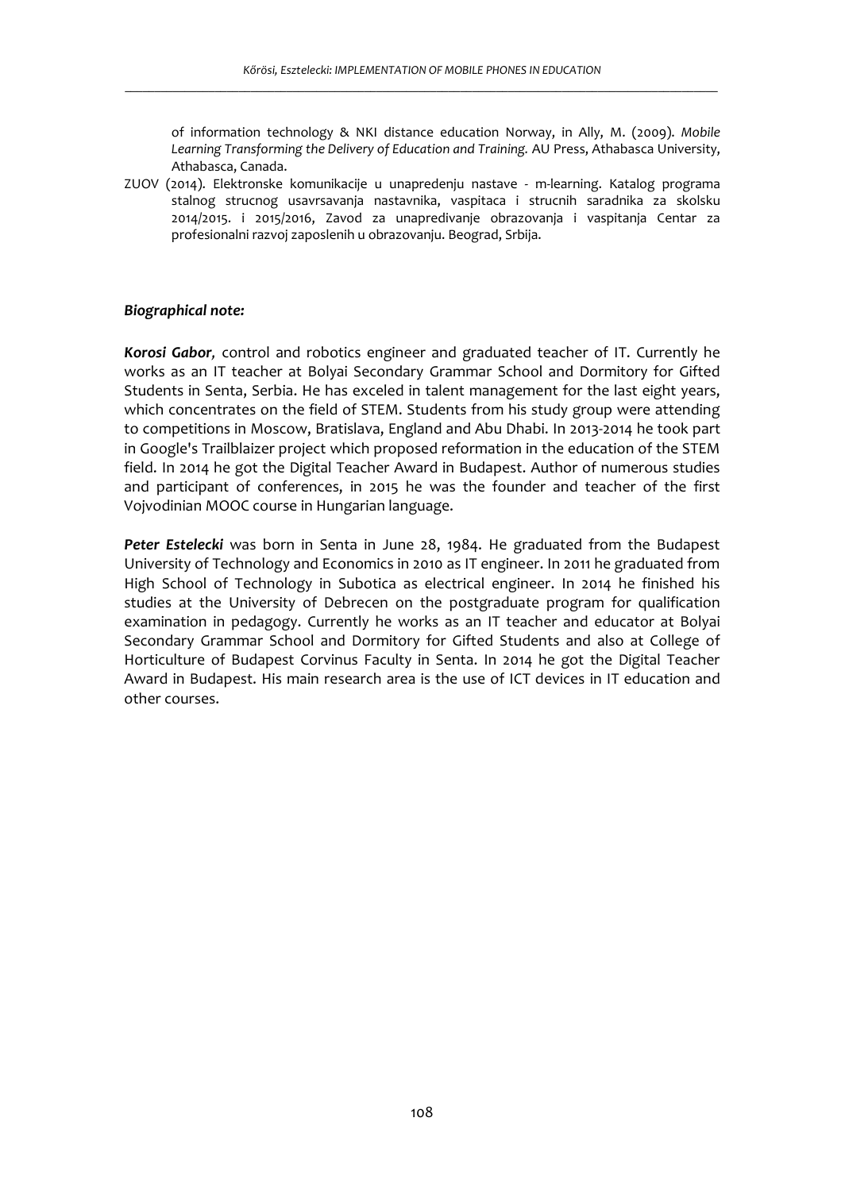of information technology & NKI distance education Norway, in Ally, M. (2009). *Mobile Learning Transforming the Delivery of Education and Training.* AU Press, Athabasca University, Athabasca, Canada.

ZUOV (2014). Elektronske komunikacije u unapredenju nastave - m-learning. Katalog programa stalnog strucnog usavrsavanja nastavnika, vaspitaca i strucnih saradnika za skolsku 2014/2015. i 2015/2016, Zavod za unapredivanje obrazovanja i vaspitanja Centar za profesionalni razvoj zaposlenih u obrazovanju. Beograd, Srbija.

***Biographical note:***

***Korosi Gabor**,* control and robotics engineer and graduated teacher of IT. Currently he works as an IT teacher at Bolyai Secondary Grammar School and Dormitory for Gifted Students in Senta, Serbia. He has exceled in talent management for the last eight years, which concentrates on the field of STEM. Students from his study group were attending to competitions in Moscow, Bratislava, England and Abu Dhabi. In 2013-2014 he took part in Google's Trailblaizer project which proposed reformation in the education of the STEM field. In 2014 he got the Digital Teacher Award in Budapest. Author of numerous studies and participant of conferences, in 2015 he was the founder and teacher of the first Vojvodinian MOOC course in Hungarian language.

***Peter Estelecki*** was born in Senta in June 28, 1984. He graduated from the Budapest University of Technology and Economics in 2010 as IT engineer. In 2011 he graduated from High School of Technology in Subotica as electrical engineer. In 2014 he finished his studies at the University of Debrecen on the postgraduate program for qualification examination in pedagogy. Currently he works as an IT teacher and educator at Bolyai Secondary Grammar School and Dormitory for Gifted Students and also at College of Horticulture of Budapest Corvinus Faculty in Senta. In 2014 he got the Digital Teacher Award in Budapest. His main research area is the use of ICT devices in IT education and other courses.